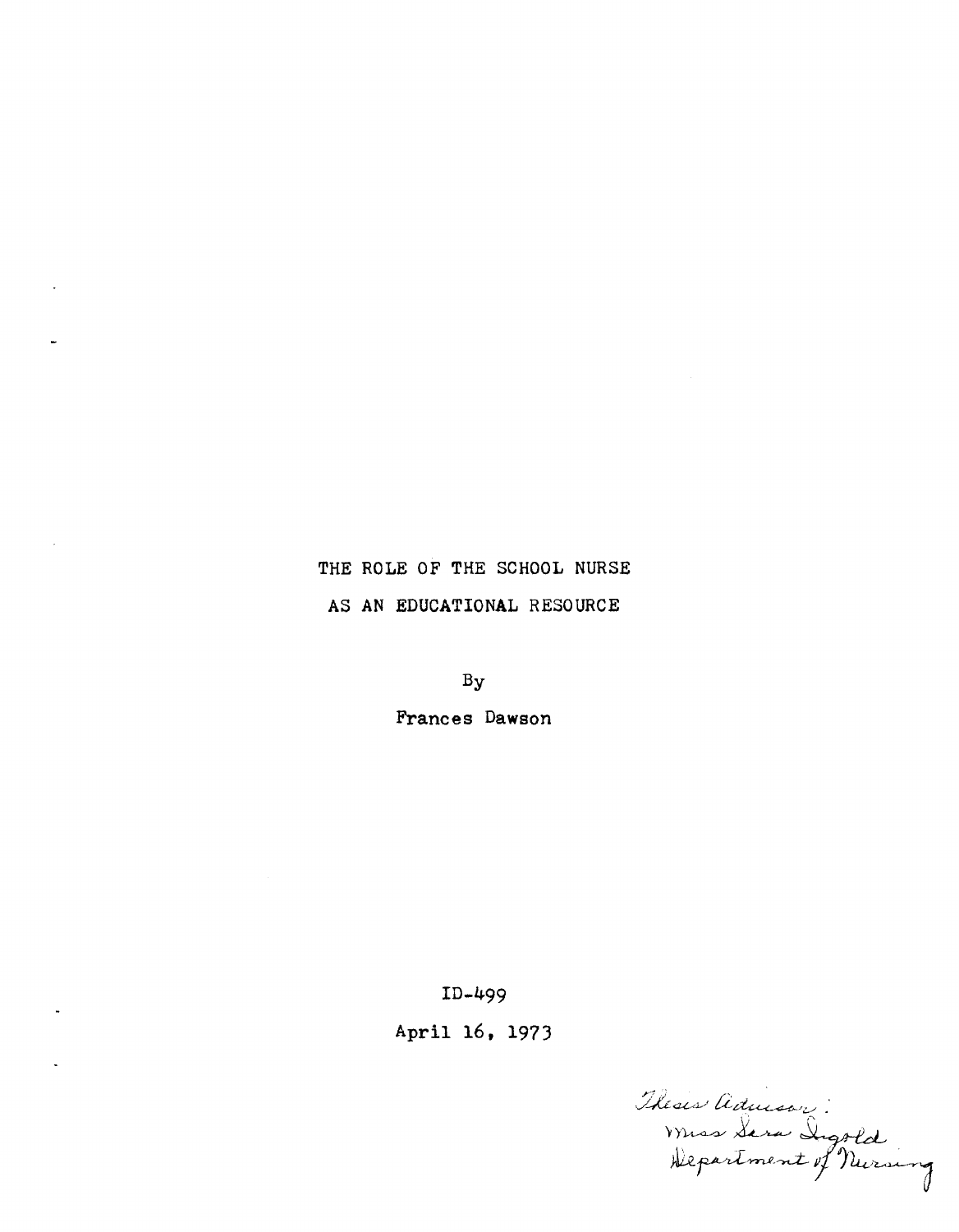# THE ROLE OF THE SCHOOL NURSE
# AS AN EDUCATIONAL RESOURCE

By

Frances Dawson

ID-499

April 16, 1973

Thesis Advisor:
Miss Sara Ingold
Department of Nursing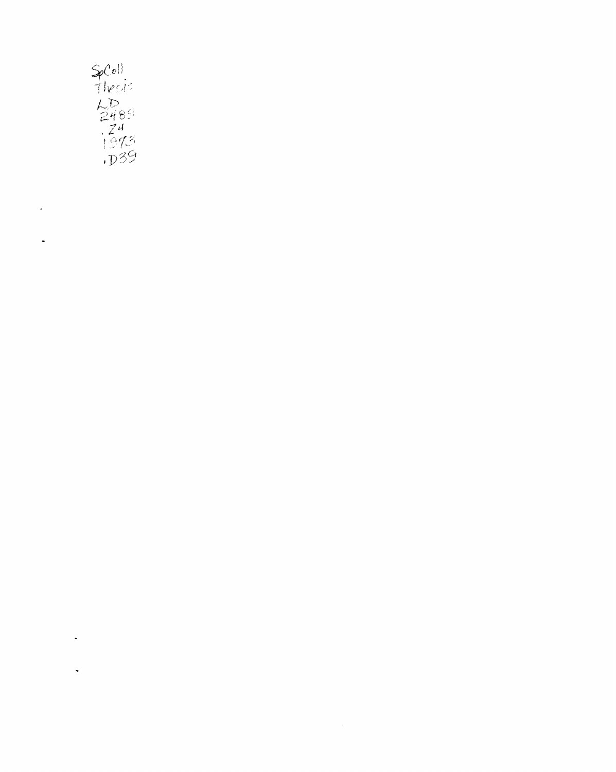SpColl
Thesis
LD
2489
.Z4
1978
.D39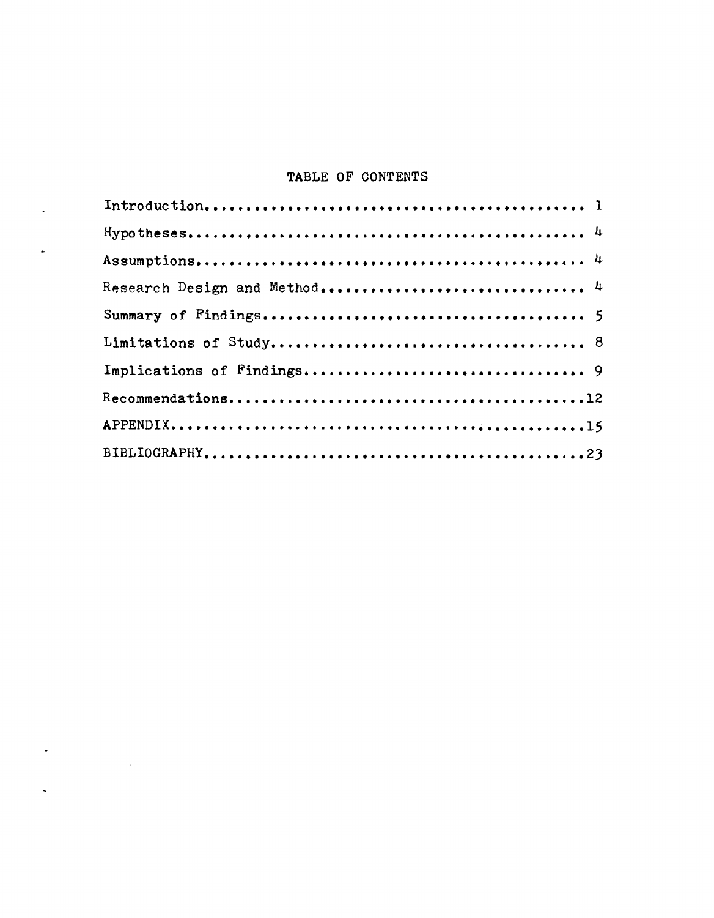# TABLE OF CONTENTS

| Section | Page |
| --- | --- |
| Introduction | 1 |
| Hypotheses | 4 |
| Assumptions | 4 |
| Research Design and Method | 4 |
| Summary of Findings | 5 |
| Limitations of Study | 8 |
| Implications of Findings | 9 |
| Recommendations | 12 |
| APPENDIX | 15 |
| BIBLIOGRAPHY | 23 |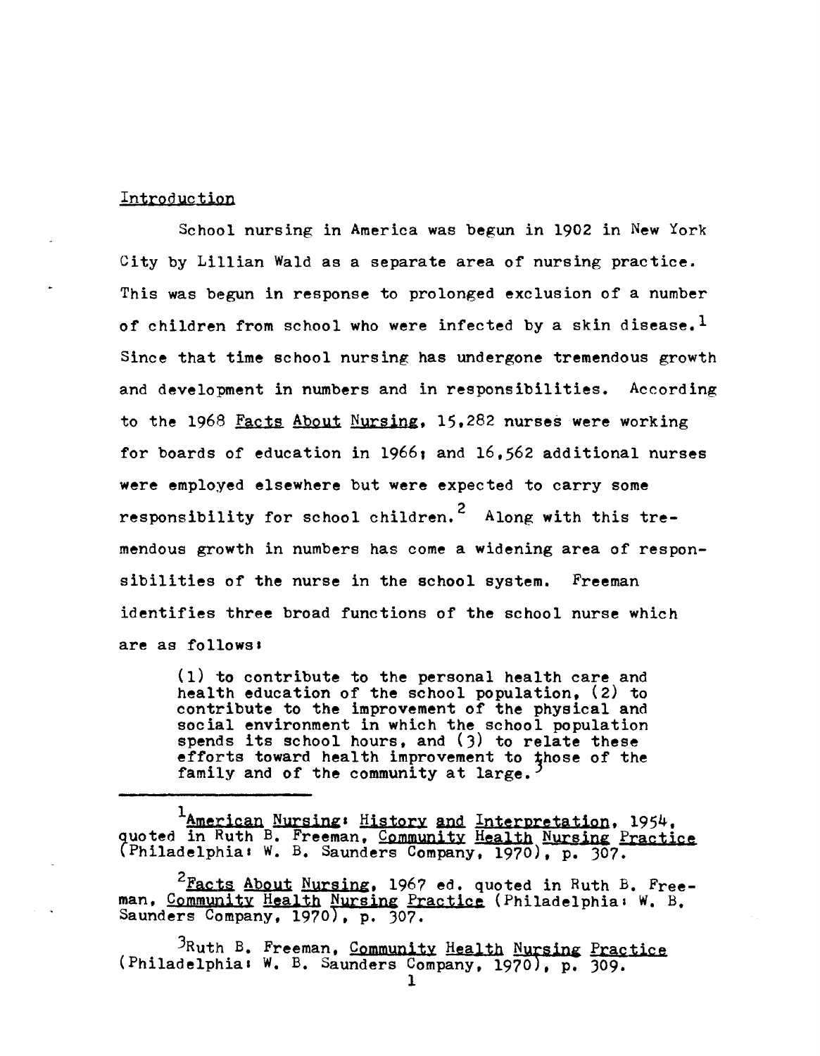## Introduction

School nursing in America was begun in 1902 in New York City by Lillian Wald as a separate area of nursing practice. This was begun in response to prolonged exclusion of a number of children from school who were infected by a skin disease.[1] Since that time school nursing has undergone tremendous growth and development in numbers and in responsibilities. According to the 1968 Facts About Nursing, 15,282 nurses were working for boards of education in 1966; and 16,562 additional nurses were employed elsewhere but were expected to carry some responsibility for school children.[2] Along with this tremendous growth in numbers has come a widening area of responsibilities of the nurse in the school system. Freeman identifies three broad functions of the school nurse which are as follows:

> (1) to contribute to the personal health care and health education of the school population, (2) to contribute to the improvement of the physical and social environment in which the school population spends its school hours, and (3) to relate these efforts toward health improvement to those of the family and of the community at large.[3]

---

[1] American Nursing: History and Interpretation, 1954, quoted in Ruth B. Freeman, Community Health Nursing Practice (Philadelphia: W. B. Saunders Company, 1970), p. 307.

[2] Facts About Nursing, 1967 ed. quoted in Ruth B. Freeman, Community Health Nursing Practice (Philadelphia: W. B. Saunders Company, 1970), p. 307.

[3] Ruth B. Freeman, Community Health Nursing Practice (Philadelphia: W. B. Saunders Company, 1970), p. 309.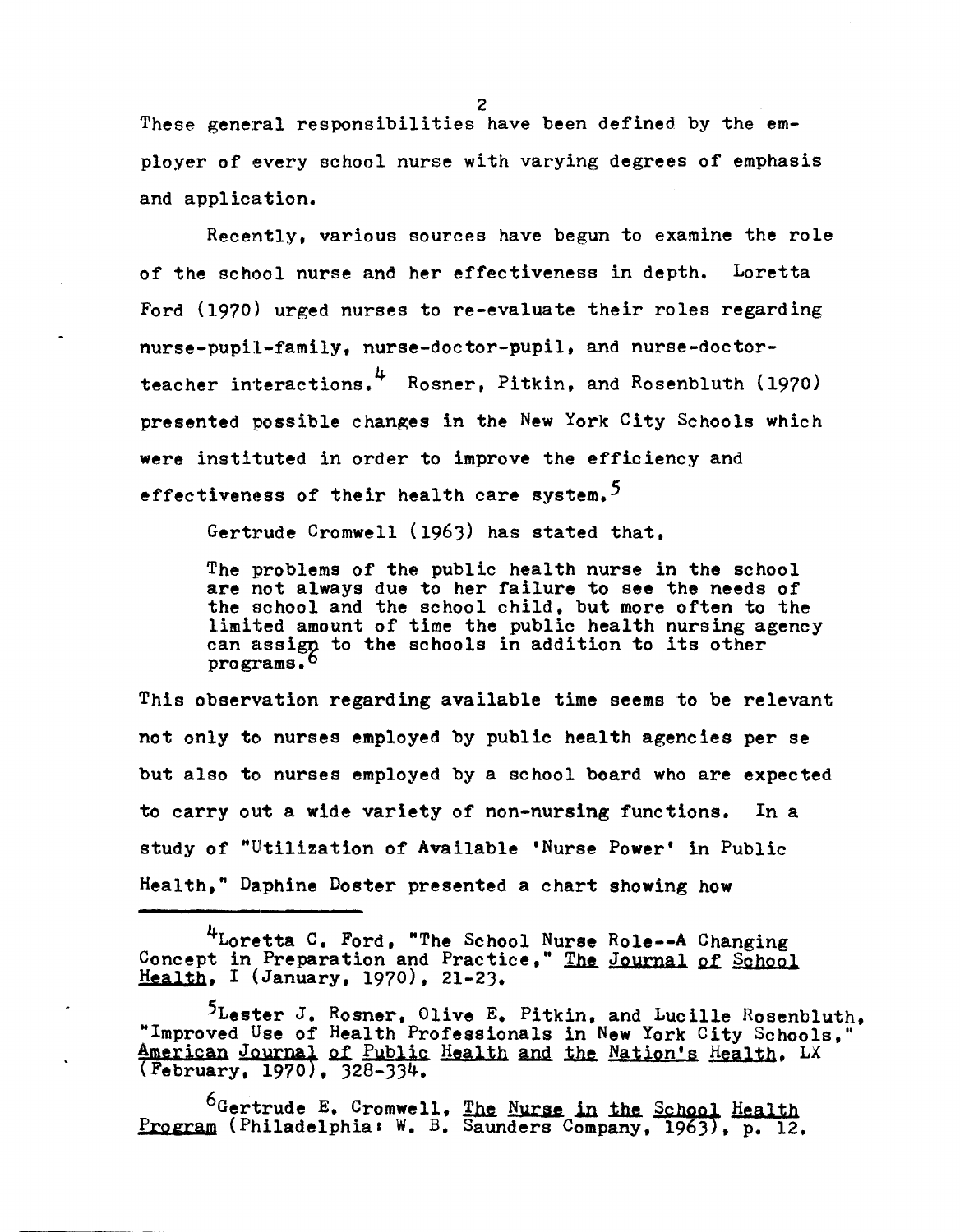These general responsibilities have been defined by the employer of every school nurse with varying degrees of emphasis and application.

Recently, various sources have begun to examine the role of the school nurse and her effectiveness in depth. Loretta Ford (1970) urged nurses to re-evaluate their roles regarding nurse-pupil-family, nurse-doctor-pupil, and nurse-doctor-teacher interactions.[4] Rosner, Pitkin, and Rosenbluth (1970) presented possible changes in the New York City Schools which were instituted in order to improve the efficiency and effectiveness of their health care system.[5]

Gertrude Cromwell (1963) has stated that,

> The problems of the public health nurse in the school are not always due to her failure to see the needs of the school and the school child, but more often to the limited amount of time the public health nursing agency can assign to the schools in addition to its other programs.[6]

This observation regarding available time seems to be relevant not only to nurses employed by public health agencies per se but also to nurses employed by a school board who are expected to carry out a wide variety of non-nursing functions. In a study of "Utilization of Available 'Nurse Power' in Public Health," Daphine Doster presented a chart showing how

---

[4] Loretta C. Ford, "The School Nurse Role--A Changing Concept in Preparation and Practice," _The Journal of School Health_, I (January, 1970), 21-23.

[5] Lester J. Rosner, Olive E. Pitkin, and Lucille Rosenbluth, "Improved Use of Health Professionals in New York City Schools," _American Journal of Public Health and the Nation's Health_, LX (February, 1970), 328-334.

[6] Gertrude E. Cromwell, _The Nurse in the School Health Program_ (Philadelphia: W. B. Saunders Company, 1963), p. 12.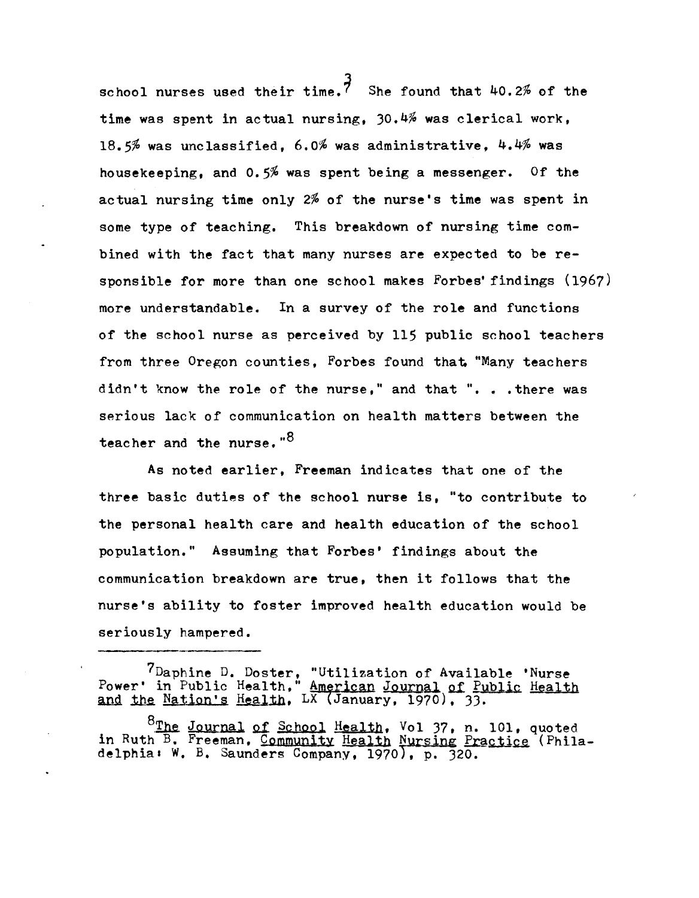school nurses used their time.[7] She found that 40.2% of the time was spent in actual nursing, 30.4% was clerical work, 18.5% was unclassified, 6.0% was administrative, 4.4% was housekeeping, and 0.5% was spent being a messenger. Of the actual nursing time only 2% of the nurse's time was spent in some type of teaching. This breakdown of nursing time combined with the fact that many nurses are expected to be responsible for more than one school makes Forbes' findings (1967) more understandable. In a survey of the role and functions of the school nurse as perceived by 115 public school teachers from three Oregon counties, Forbes found that "Many teachers didn't know the role of the nurse," and that ". . .there was serious lack of communication on health matters between the teacher and the nurse."[8]

As noted earlier, Freeman indicates that one of the three basic duties of the school nurse is, "to contribute to the personal health care and health education of the school population." Assuming that Forbes' findings about the communication breakdown are true, then it follows that the nurse's ability to foster improved health education would be seriously hampered.

---

[7] Daphine D. Doster, "Utilization of Available 'Nurse Power' in Public Health," American Journal of Public Health and the Nation's Health, LX (January, 1970), 33.

[8] The Journal of School Health, Vol 37, n. 101, quoted in Ruth B. Freeman, Community Health Nursing Practice (Philadelphia: W. B. Saunders Company, 1970), p. 320.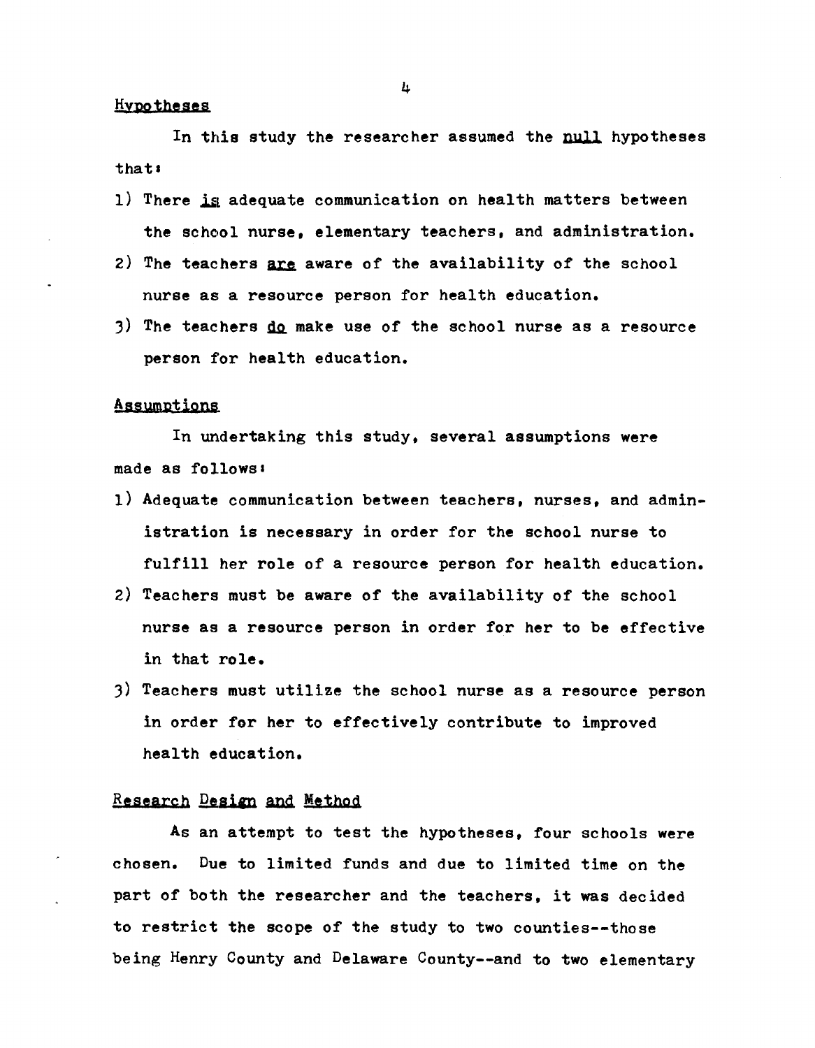## Hypotheses

In this study the researcher assumed the <u>null</u> hypotheses that:

1) There <u>is</u> adequate communication on health matters between the school nurse, elementary teachers, and administration.
2) The teachers <u>are</u> aware of the availability of the school nurse as a resource person for health education.
3) The teachers <u>do</u> make use of the school nurse as a resource person for health education.

## Assumptions

In undertaking this study, several assumptions were made as follows:

1) Adequate communication between teachers, nurses, and administration is necessary in order for the school nurse to fulfill her role of a resource person for health education.
2) Teachers must be aware of the availability of the school nurse as a resource person in order for her to be effective in that role.
3) Teachers must utilize the school nurse as a resource person in order for her to effectively contribute to improved health education.

## Research Design and Method

As an attempt to test the hypotheses, four schools were chosen. Due to limited funds and due to limited time on the part of both the researcher and the teachers, it was decided to restrict the scope of the study to two counties--those being Henry County and Delaware County--and to two elementary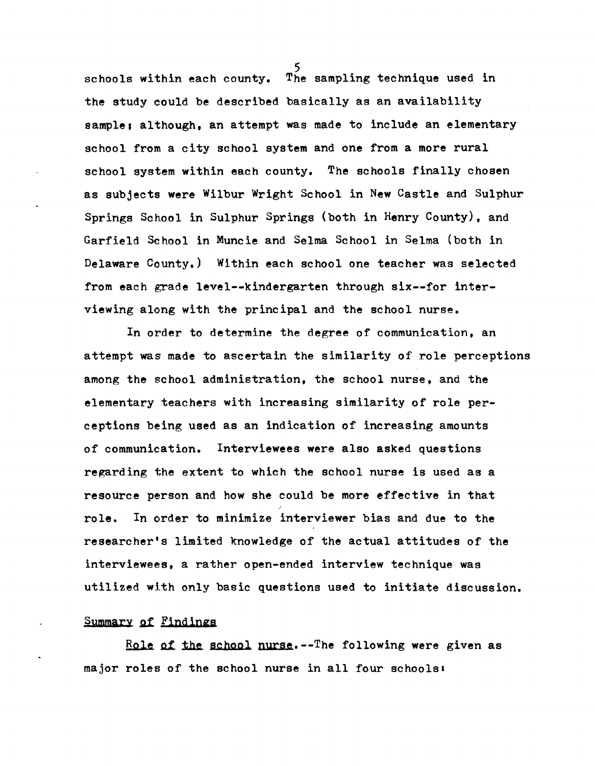schools within each county. The sampling technique used in the study could be described basically as an availability sample; although, an attempt was made to include an elementary school from a city school system and one from a more rural school system within each county. The schools finally chosen as subjects were Wilbur Wright School in New Castle and Sulphur Springs School in Sulphur Springs (both in Henry County), and Garfield School in Muncie and Selma School in Selma (both in Delaware County.) Within each school one teacher was selected from each grade level--kindergarten through six--for interviewing along with the principal and the school nurse.

In order to determine the degree of communication, an attempt was made to ascertain the similarity of role perceptions among the school administration, the school nurse, and the elementary teachers with increasing similarity of role perceptions being used as an indication of increasing amounts of communication. Interviewees were also asked questions regarding the extent to which the school nurse is used as a resource person and how she could be more effective in that role. In order to minimize interviewer bias and due to the researcher's limited knowledge of the actual attitudes of the interviewees, a rather open-ended interview technique was utilized with only basic questions used to initiate discussion.

## Summary of Findings

*Role of the school nurse*.--The following were given as major roles of the school nurse in all four schools: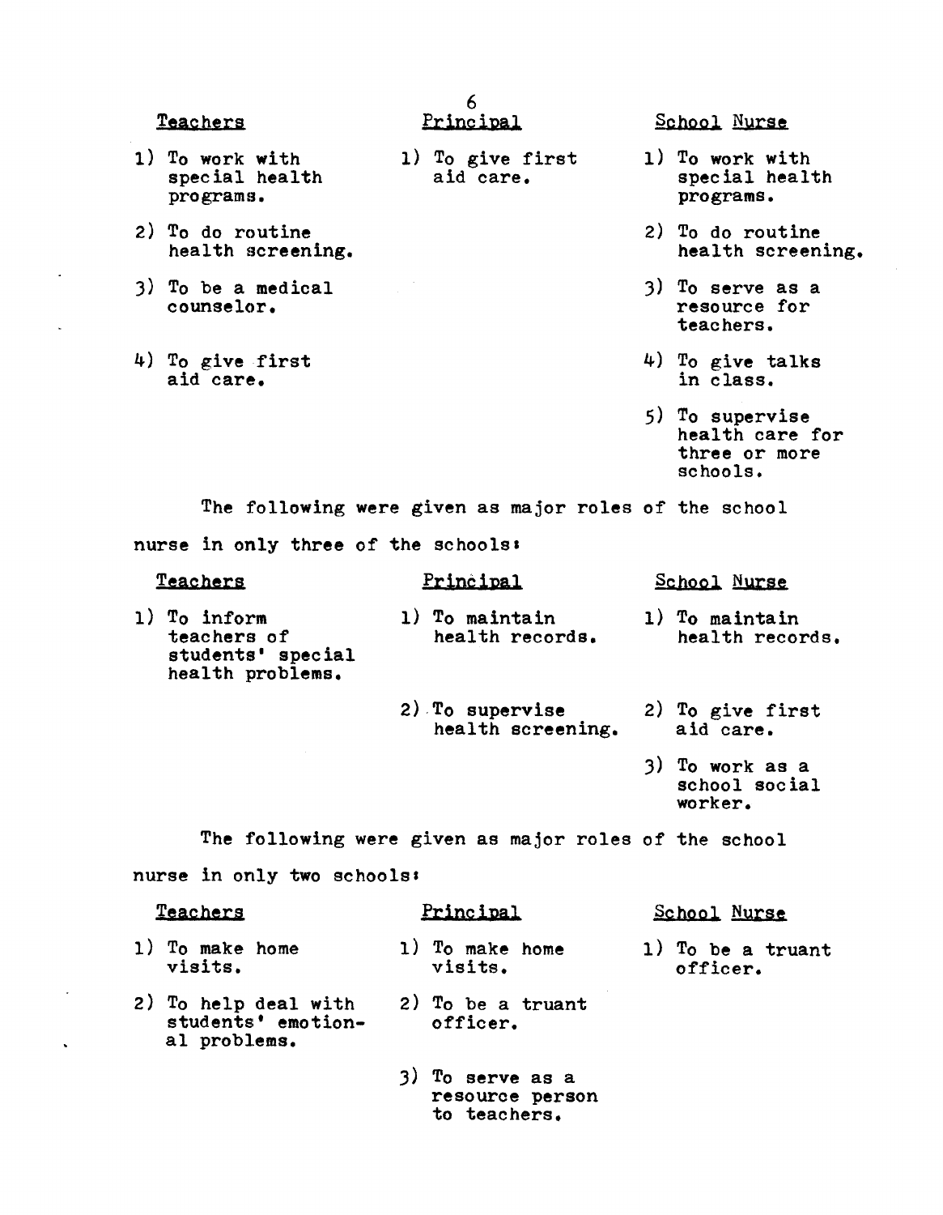| Teachers | Principal | School Nurse |
|---|---|---|
| 1) To work with special health programs. | 1) To give first aid care. | 1) To work with special health programs. |
| 2) To do routine health screening. | | 2) To do routine health screening. |
| 3) To be a medical counselor. | | 3) To serve as a resource for teachers. |
| 4) To give first aid care. | | 4) To give talks in class. |
| | | 5) To supervise health care for three or more schools. |

The following were given as major roles of the school nurse in only three of the schools:

| Teachers | Principal | School Nurse |
|---|---|---|
| 1) To inform teachers of students' special health problems. | 1) To maintain health records. | 1) To maintain health records. |
| | 2) To supervise health screening. | 2) To give first aid care. |
| | | 3) To work as a school social worker. |

The following were given as major roles of the school nurse in only two schools:

| Teachers | Principal | School Nurse |
|---|---|---|
| 1) To make home visits. | 1) To make home visits. | 1) To be a truant officer. |
| 2) To help deal with students' emotional problems. | 2) To be a truant officer. | |
| | 3) To serve as a resource person to teachers. | |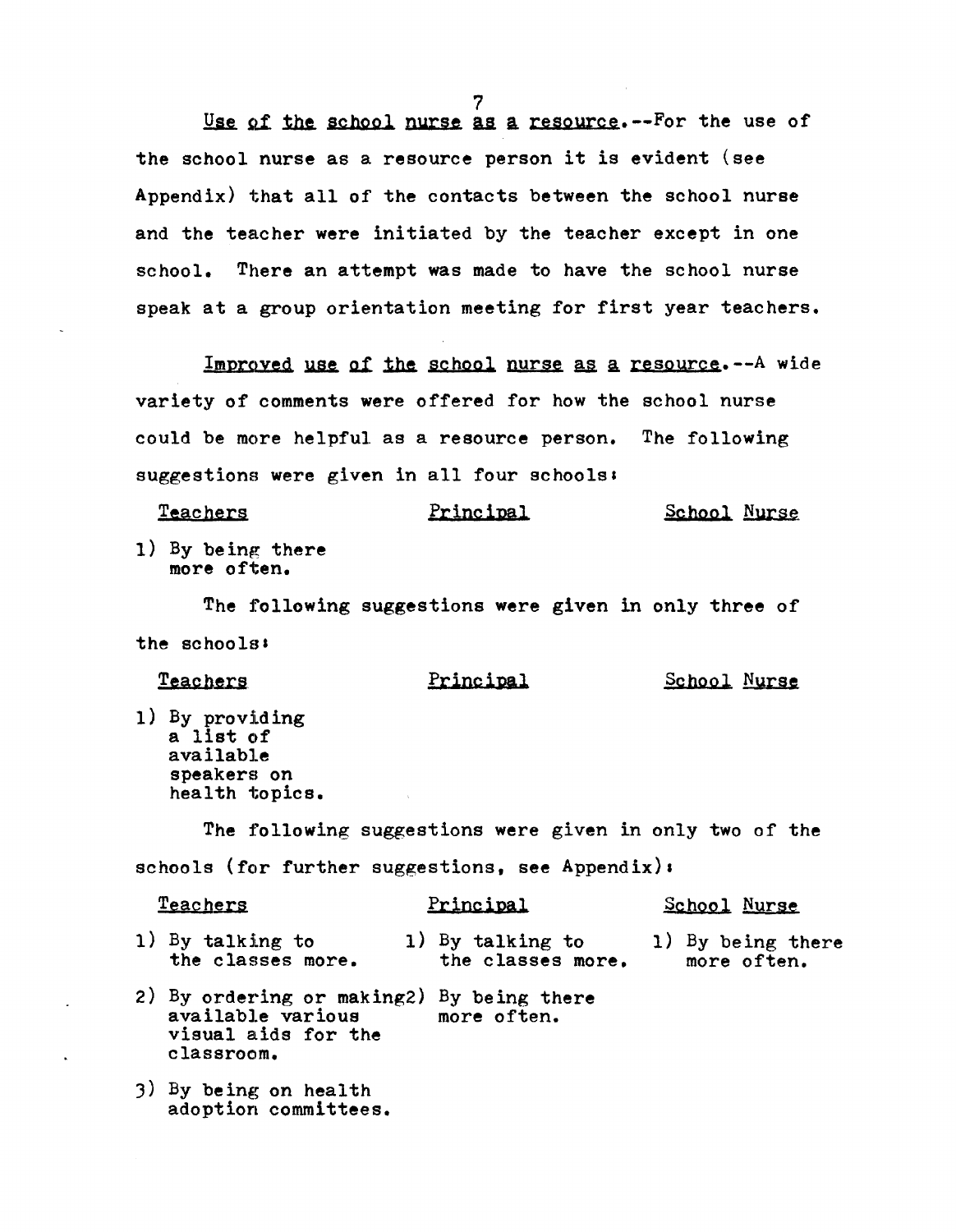**Use of the school nurse as a resource.**--For the use of the school nurse as a resource person it is evident (see Appendix) that all of the contacts between the school nurse and the teacher were initiated by the teacher except in one school. There an attempt was made to have the school nurse speak at a group orientation meeting for first year teachers.

**Improved use of the school nurse as a resource.**--A wide variety of comments were offered for how the school nurse could be more helpful as a resource person. The following suggestions were given in all four schools:

| Teachers | Principal | School Nurse |
|---|---|---|
| 1) By being there more often. | | |

The following suggestions were given in only three of the schools:

| Teachers | Principal | School Nurse |
|---|---|---|
| 1) By providing a list of available speakers on health topics. | | |

The following suggestions were given in only two of the schools (for further suggestions, see Appendix):

| Teachers | Principal | School Nurse |
|---|---|---|
| 1) By talking to the classes more. | 1) By talking to the classes more. | 1) By being there more often. |
| 2) By ordering or making available various visual aids for the classroom. | 2) By being there more often. | |
| 3) By being on health adoption committees. | | |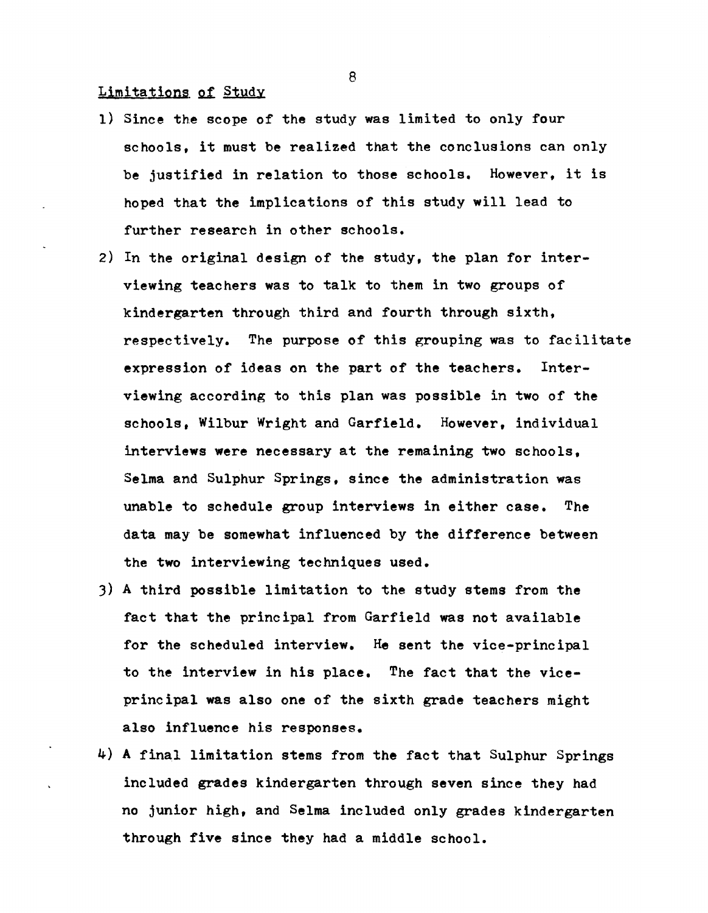## Limitations of Study

1) Since the scope of the study was limited to only four schools, it must be realized that the conclusions can only be justified in relation to those schools. However, it is hoped that the implications of this study will lead to further research in other schools.
2) In the original design of the study, the plan for interviewing teachers was to talk to them in two groups of kindergarten through third and fourth through sixth, respectively. The purpose of this grouping was to facilitate expression of ideas on the part of the teachers. Interviewing according to this plan was possible in two of the schools, Wilbur Wright and Garfield. However, individual interviews were necessary at the remaining two schools, Selma and Sulphur Springs, since the administration was unable to schedule group interviews in either case. The data may be somewhat influenced by the difference between the two interviewing techniques used.
3) A third possible limitation to the study stems from the fact that the principal from Garfield was not available for the scheduled interview. He sent the vice-principal to the interview in his place. The fact that the vice-principal was also one of the sixth grade teachers might also influence his responses.
4) A final limitation stems from the fact that Sulphur Springs included grades kindergarten through seven since they had no junior high, and Selma included only grades kindergarten through five since they had a middle school.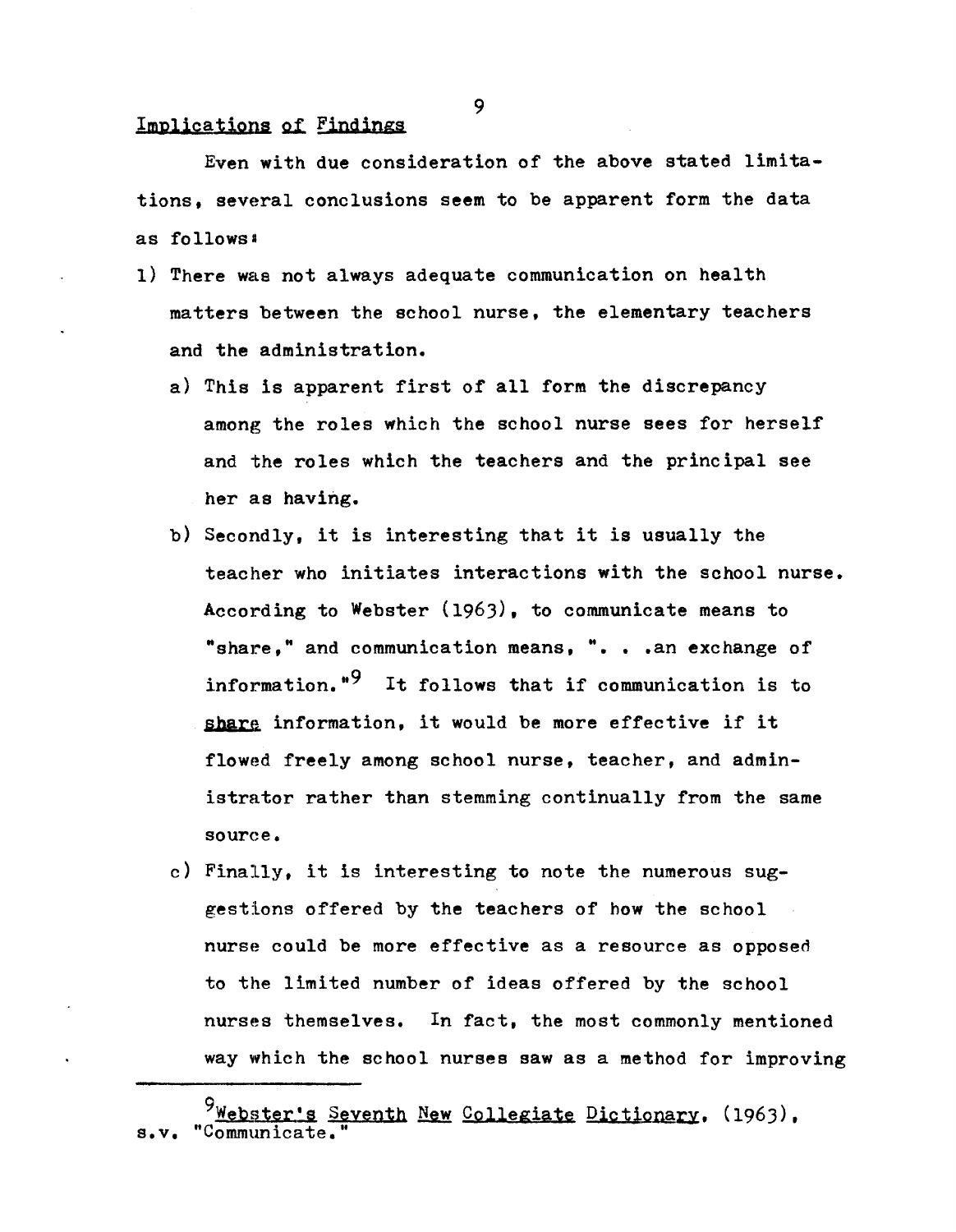## Implications of Findings

Even with due consideration of the above stated limitations, several conclusions seem to be apparent form the data as follows:

1) There was not always adequate communication on health matters between the school nurse, the elementary teachers and the administration.

   a) This is apparent first of all form the discrepancy among the roles which the school nurse sees for herself and the roles which the teachers and the principal see her as having.

   b) Secondly, it is interesting that it is usually the teacher who initiates interactions with the school nurse. According to Webster (1963), to communicate means to "share," and communication means, ". . .an exchange of information."[9] It follows that if communication is to share information, it would be more effective if it flowed freely among school nurse, teacher, and administrator rather than stemming continually from the same source.

   c) Finally, it is interesting to note the numerous suggestions offered by the teachers of how the school nurse could be more effective as a resource as opposed to the limited number of ideas offered by the school nurses themselves. In fact, the most commonly mentioned way which the school nurses saw as a method for improving

---

[9] Webster's Seventh New Collegiate Dictionary, (1963), s.v. "Communicate."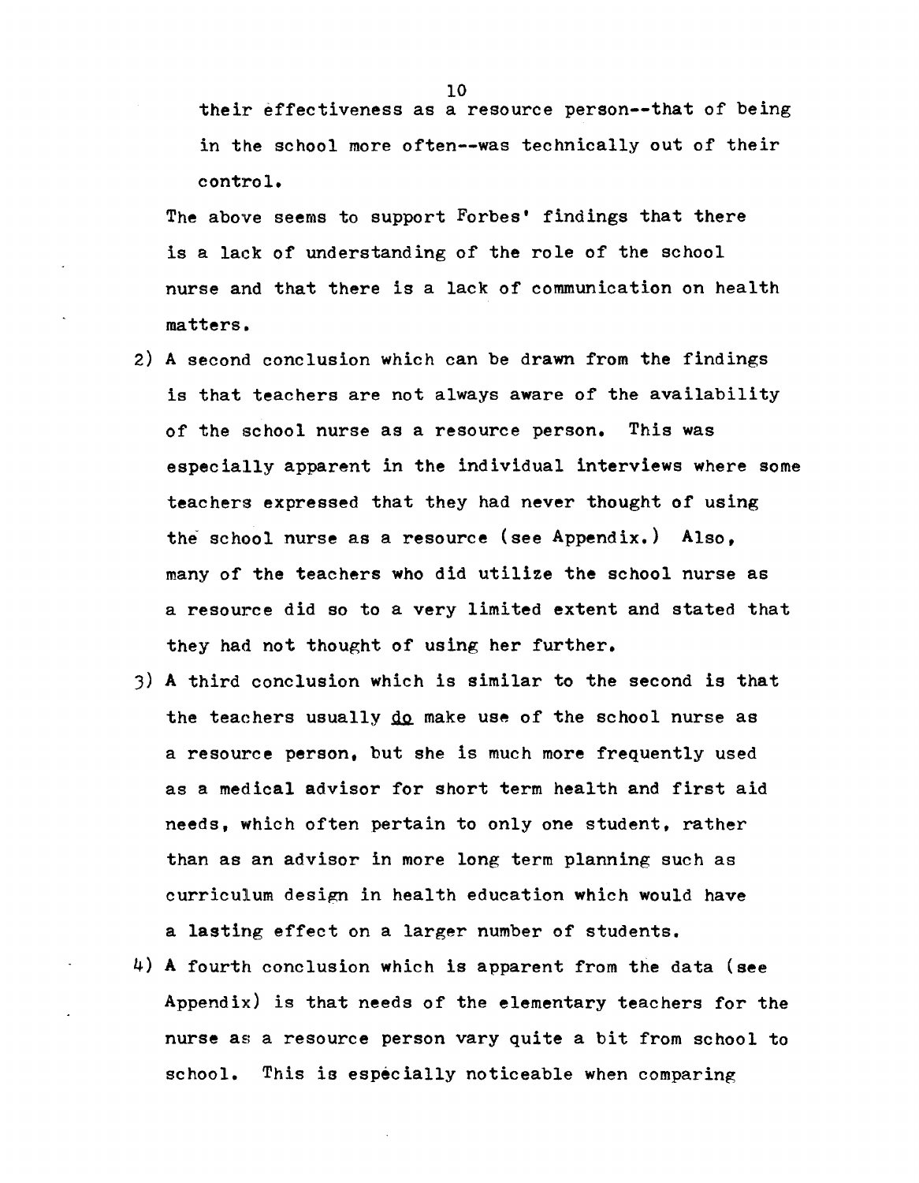their effectiveness as a resource person--that of being in the school more often--was technically out of their control.

The above seems to support Forbes' findings that there is a lack of understanding of the role of the school nurse and that there is a lack of communication on health matters.

2) A second conclusion which can be drawn from the findings is that teachers are not always aware of the availability of the school nurse as a resource person. This was especially apparent in the individual interviews where some teachers expressed that they had never thought of using the school nurse as a resource (see Appendix.) Also, many of the teachers who did utilize the school nurse as a resource did so to a very limited extent and stated that they had not thought of using her further.

3) A third conclusion which is similar to the second is that the teachers usually <u>do</u> make use of the school nurse as a resource person, but she is much more frequently used as a medical advisor for short term health and first aid needs, which often pertain to only one student, rather than as an advisor in more long term planning such as curriculum design in health education which would have a lasting effect on a larger number of students.

4) A fourth conclusion which is apparent from the data (see Appendix) is that needs of the elementary teachers for the nurse as a resource person vary quite a bit from school to school. This is especially noticeable when comparing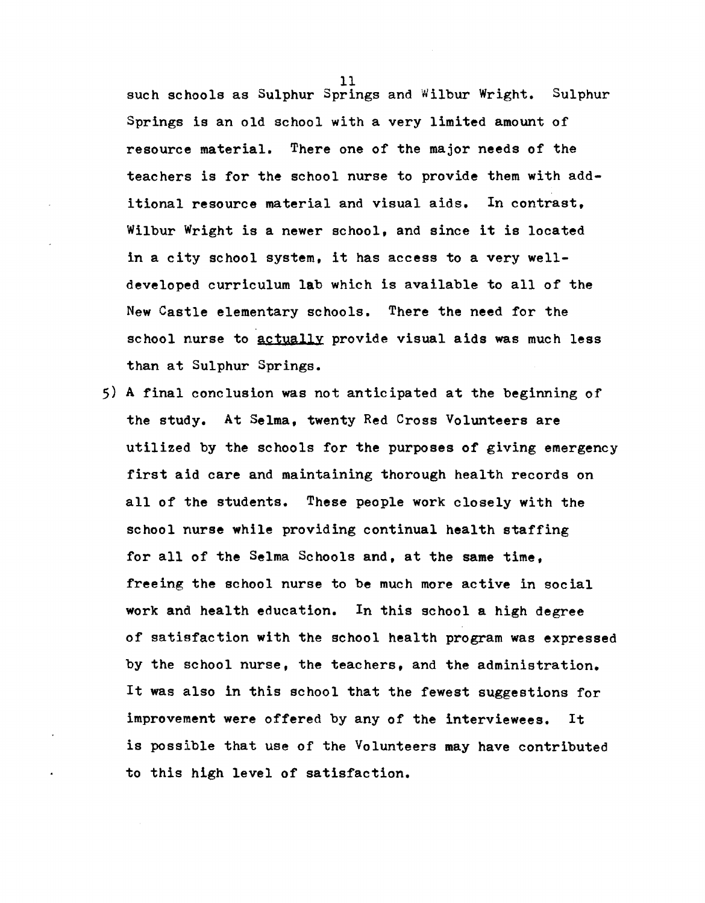such schools as Sulphur Springs and Wilbur Wright. Sulphur Springs is an old school with a very limited amount of resource material. There one of the major needs of the teachers is for the school nurse to provide them with additional resource material and visual aids. In contrast, Wilbur Wright is a newer school, and since it is located in a city school system, it has access to a very well-developed curriculum lab which is available to all of the New Castle elementary schools. There the need for the school nurse to <u>actually</u> provide visual aids was much less than at Sulphur Springs.

5) A final conclusion was not anticipated at the beginning of the study. At Selma, twenty Red Cross Volunteers are utilized by the schools for the purposes of giving emergency first aid care and maintaining thorough health records on all of the students. These people work closely with the school nurse while providing continual health staffing for all of the Selma Schools and, at the same time, freeing the school nurse to be much more active in social work and health education. In this school a high degree of satisfaction with the school health program was expressed by the school nurse, the teachers, and the administration. It was also in this school that the fewest suggestions for improvement were offered by any of the interviewees. It is possible that use of the Volunteers may have contributed to this high level of satisfaction.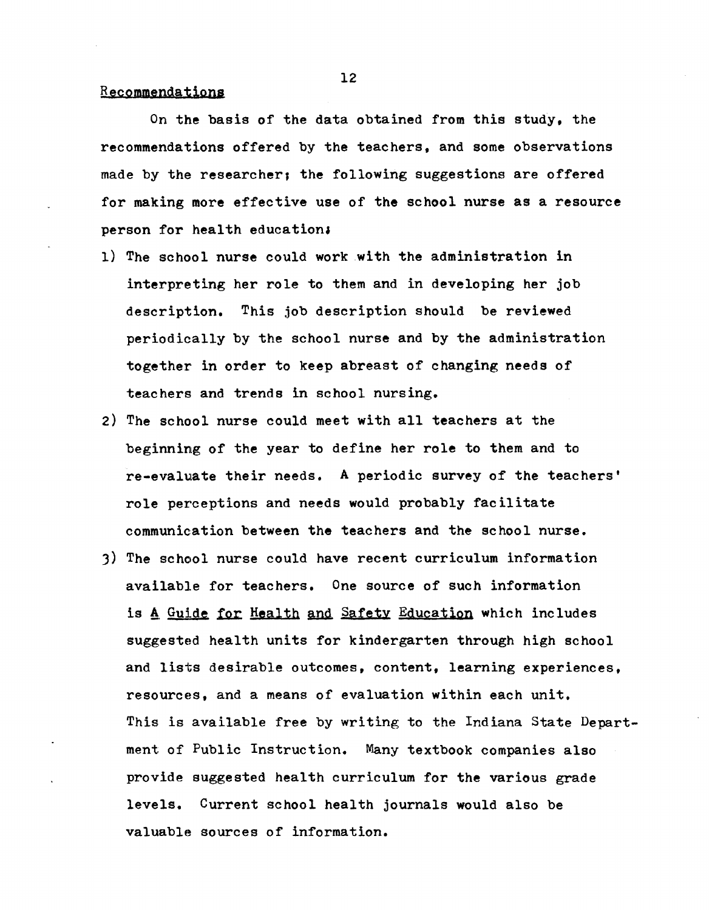## Recommendations

On the basis of the data obtained from this study, the recommendations offered by the teachers, and some observations made by the researcher; the following suggestions are offered for making more effective use of the school nurse as a resource person for health education:

1) The school nurse could work with the administration in interpreting her role to them and in developing her job description. This job description should be reviewed periodically by the school nurse and by the administration together in order to keep abreast of changing needs of teachers and trends in school nursing.

2) The school nurse could meet with all teachers at the beginning of the year to define her role to them and to re-evaluate their needs. A periodic survey of the teachers' role perceptions and needs would probably facilitate communication between the teachers and the school nurse.

3) The school nurse could have recent curriculum information available for teachers. One source of such information is _A Guide for Health and Safety Education_ which includes suggested health units for kindergarten through high school and lists desirable outcomes, content, learning experiences, resources, and a means of evaluation within each unit. This is available free by writing to the Indiana State Department of Public Instruction. Many textbook companies also provide suggested health curriculum for the various grade levels. Current school health journals would also be valuable sources of information.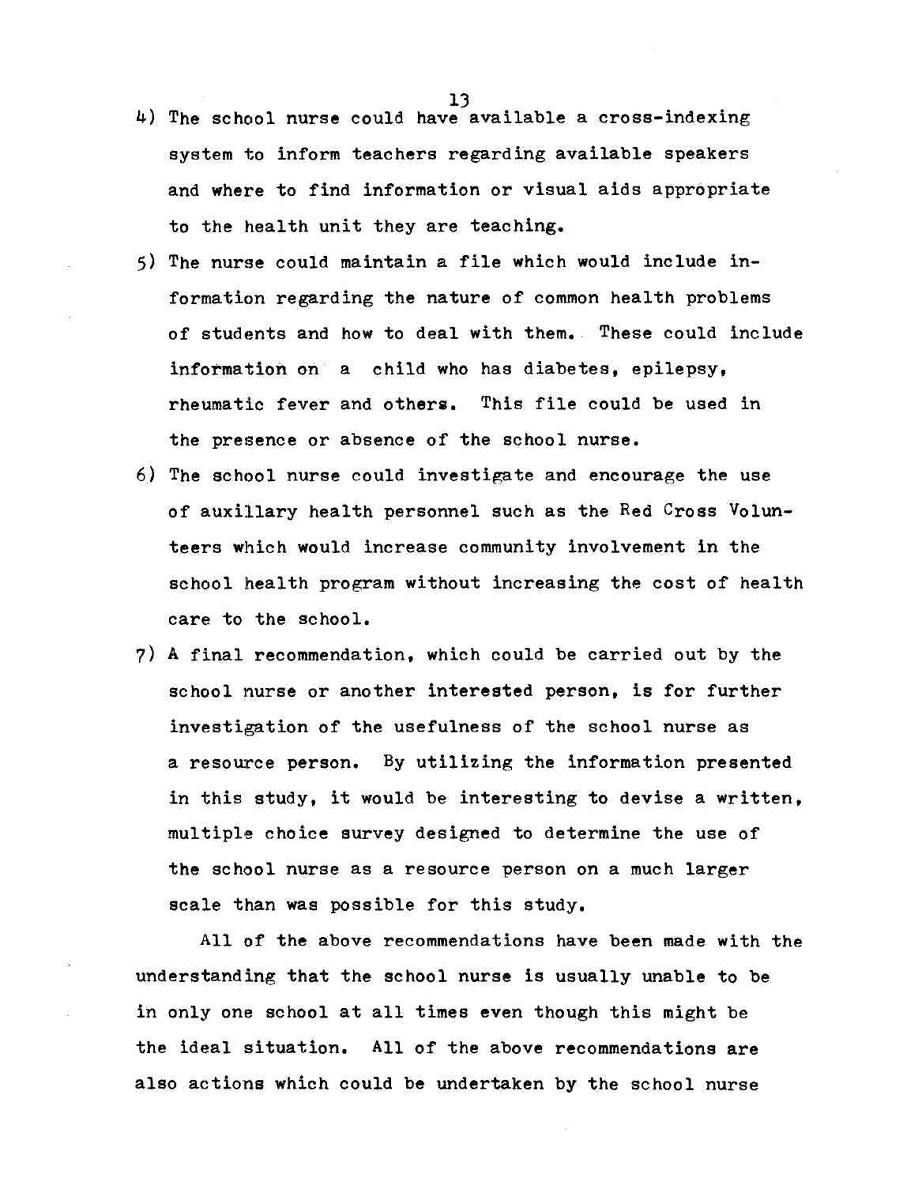4) The school nurse could have available a cross-indexing system to inform teachers regarding available speakers and where to find information or visual aids appropriate to the health unit they are teaching.

5) The nurse could maintain a file which would include information regarding the nature of common health problems of students and how to deal with them. These could include information on a child who has diabetes, epilepsy, rheumatic fever and others. This file could be used in the presence or absence of the school nurse.

6) The school nurse could investigate and encourage the use of auxillary health personnel such as the Red Cross Volunteers which would increase community involvement in the school health program without increasing the cost of health care to the school.

7) A final recommendation, which could be carried out by the school nurse or another interested person, is for further investigation of the usefulness of the school nurse as a resource person. By utilizing the information presented in this study, it would be interesting to devise a written, multiple choice survey designed to determine the use of the school nurse as a resource person on a much larger scale than was possible for this study.

All of the above recommendations have been made with the understanding that the school nurse is usually unable to be in only one school at all times even though this might be the ideal situation. All of the above recommendations are also actions which could be undertaken by the school nurse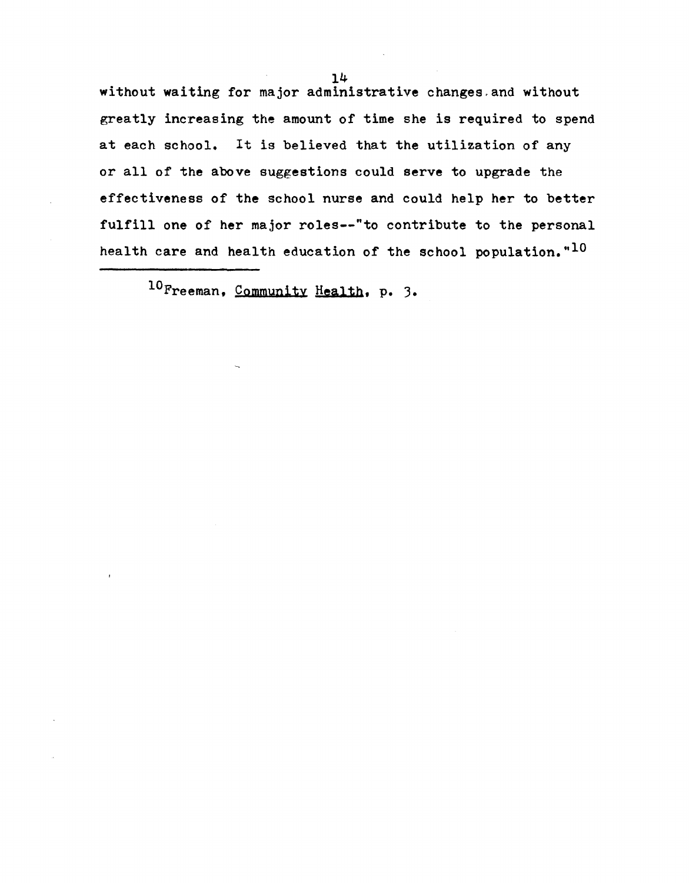without waiting for major administrative changes and without greatly increasing the amount of time she is required to spend at each school. It is believed that the utilization of any or all of the above suggestions could serve to upgrade the effectiveness of the school nurse and could help her to better fulfill one of her major roles--"to contribute to the personal health care and health education of the school population."[10]

---

[10] Freeman, Community Health, p. 3.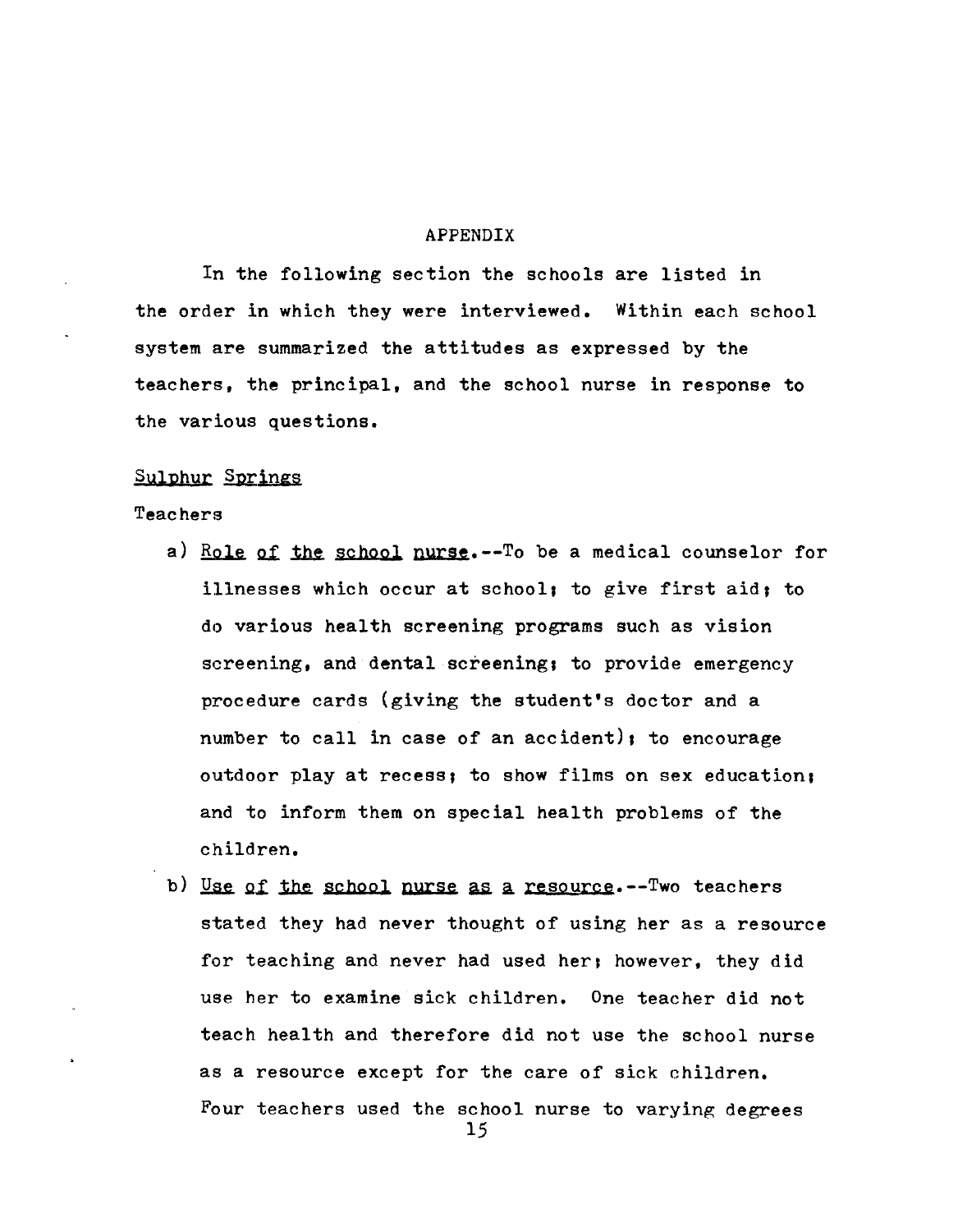## APPENDIX

In the following section the schools are listed in the order in which they were interviewed. Within each school system are summarized the attitudes as expressed by the teachers, the principal, and the school nurse in response to the various questions.

### Sulphur Springs

Teachers

a) Role of the school nurse.--To be a medical counselor for illnesses which occur at school; to give first aid; to do various health screening programs such as vision screening, and dental screening; to provide emergency procedure cards (giving the student's doctor and a number to call in case of an accident); to encourage outdoor play at recess; to show films on sex education; and to inform them on special health problems of the children.

b) Use of the school nurse as a resource.--Two teachers stated they had never thought of using her as a resource for teaching and never had used her; however, they did use her to examine sick children. One teacher did not teach health and therefore did not use the school nurse as a resource except for the care of sick children. Four teachers used the school nurse to varying degrees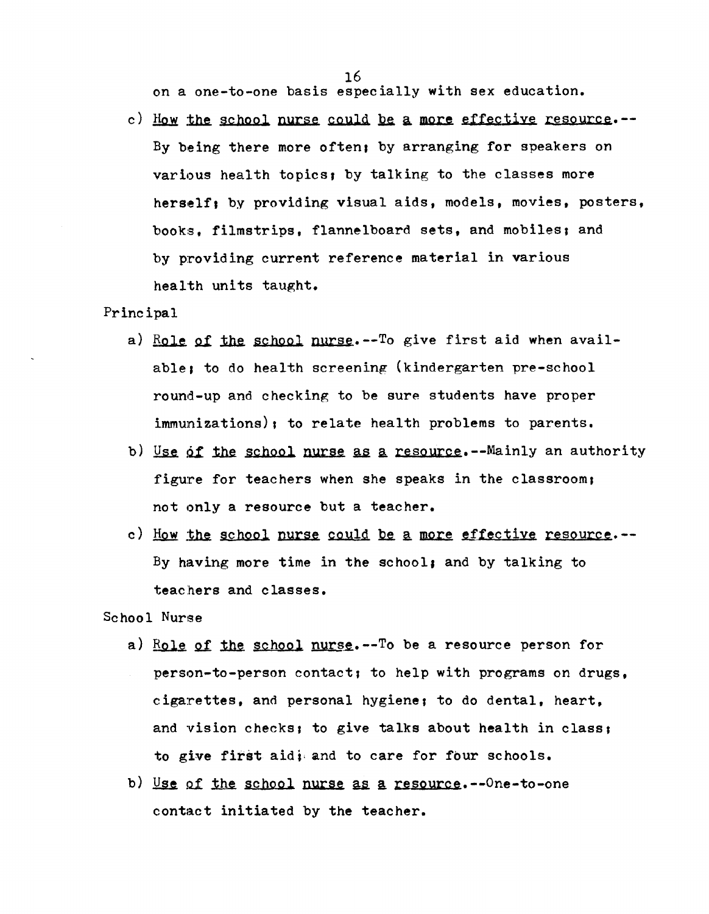on a one-to-one basis especially with sex education.

c) <u>How the school nurse could be a more effective resource</u>.--By being there more often; by arranging for speakers on various health topics; by talking to the classes more herself; by providing visual aids, models, movies, posters, books, filmstrips, flannelboard sets, and mobiles; and by providing current reference material in various health units taught.

Principal

a) <u>Role of the school nurse</u>.--To give first aid when available; to do health screening (kindergarten pre-school round-up and checking to be sure students have proper immunizations); to relate health problems to parents.

b) <u>Use of the school nurse as a resource</u>.--Mainly an authority figure for teachers when she speaks in the classroom; not only a resource but a teacher.

c) <u>How the school nurse could be a more effective resource</u>.--By having more time in the school; and by talking to teachers and classes.

School Nurse

a) <u>Role of the school nurse</u>.--To be a resource person for person-to-person contact; to help with programs on drugs, cigarettes, and personal hygiene; to do dental, heart, and vision checks; to give talks about health in class; to give first aid; and to care for four schools.

b) <u>Use of the school nurse as a resource</u>.--One-to-one contact initiated by the teacher.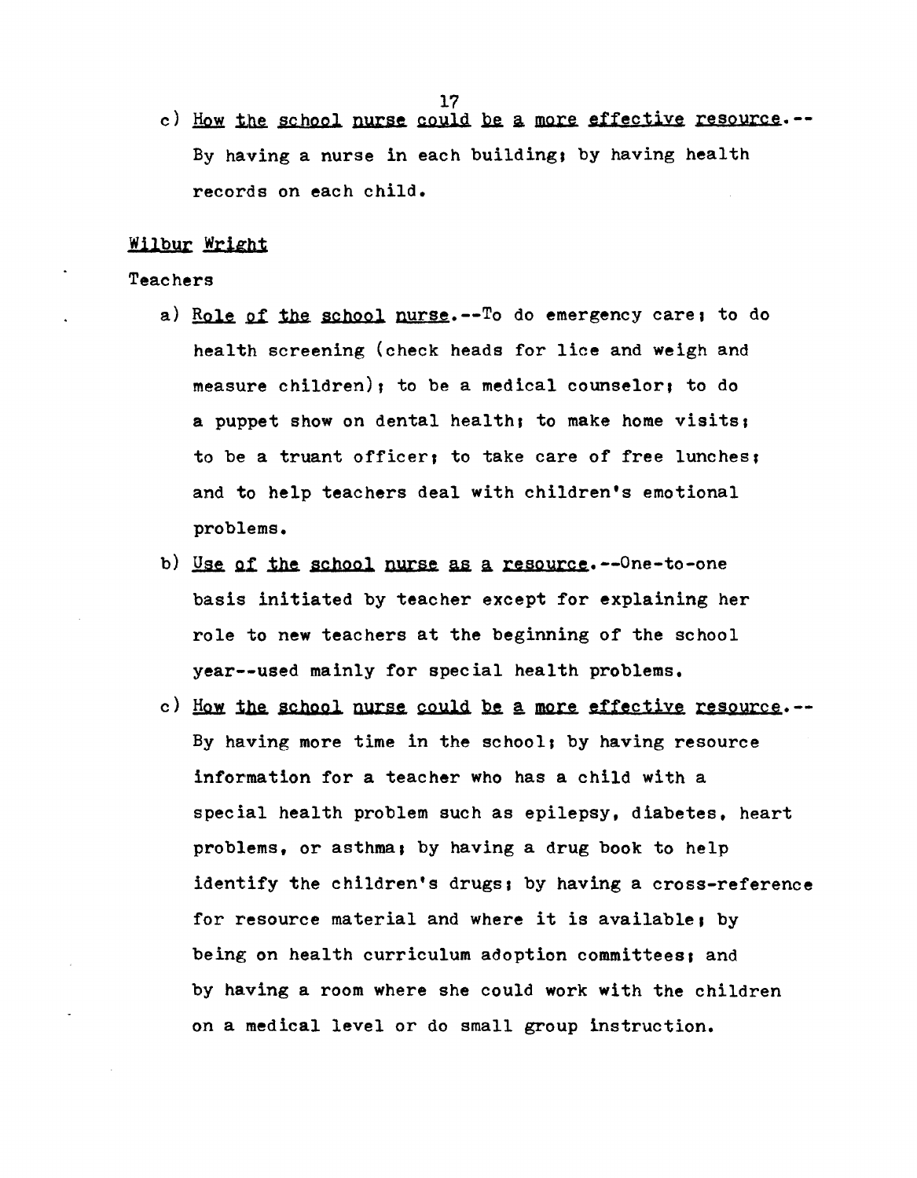c) <u>How the school nurse could be a more effective resource</u>.--By having a nurse in each building; by having health records on each child.

<u>Wilbur Wright</u>

Teachers

a) <u>Role of the school nurse</u>.--To do emergency care; to do health screening (check heads for lice and weigh and measure children); to be a medical counselor; to do a puppet show on dental health; to make home visits; to be a truant officer; to take care of free lunches; and to help teachers deal with children's emotional problems.

b) <u>Use of the school nurse as a resource</u>.--One-to-one basis initiated by teacher except for explaining her role to new teachers at the beginning of the school year--used mainly for special health problems.

c) <u>How the school nurse could be a more effective resource</u>.--By having more time in the school; by having resource information for a teacher who has a child with a special health problem such as epilepsy, diabetes, heart problems, or asthma; by having a drug book to help identify the children's drugs; by having a cross-reference for resource material and where it is available; by being on health curriculum adoption committees; and by having a room where she could work with the children on a medical level or do small group instruction.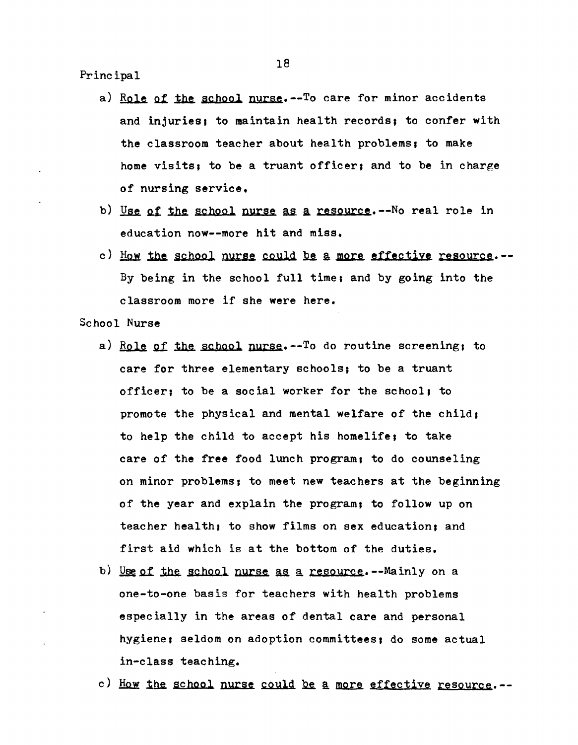Principal

a) *Role of the school nurse*.--To care for minor accidents and injuries; to maintain health records; to confer with the classroom teacher about health problems; to make home visits; to be a truant officer; and to be in charge of nursing service.

b) *Use of the school nurse as a resource*.--No real role in education now--more hit and miss.

c) *How the school nurse could be a more effective resource*.--By being in the school full time; and by going into the classroom more if she were here.

School Nurse

a) *Role of the school nurse*.--To do routine screening; to care for three elementary schools; to be a truant officer; to be a social worker for the school; to promote the physical and mental welfare of the child; to help the child to accept his homelife; to take care of the free food lunch program; to do counseling on minor problems; to meet new teachers at the beginning of the year and explain the program; to follow up on teacher health; to show films on sex education; and first aid which is at the bottom of the duties.

b) *Use of the school nurse as a resource*.--Mainly on a one-to-one basis for teachers with health problems especially in the areas of dental care and personal hygiene; seldom on adoption committees; do some actual in-class teaching.

c) *How the school nurse could be a more effective resource*.--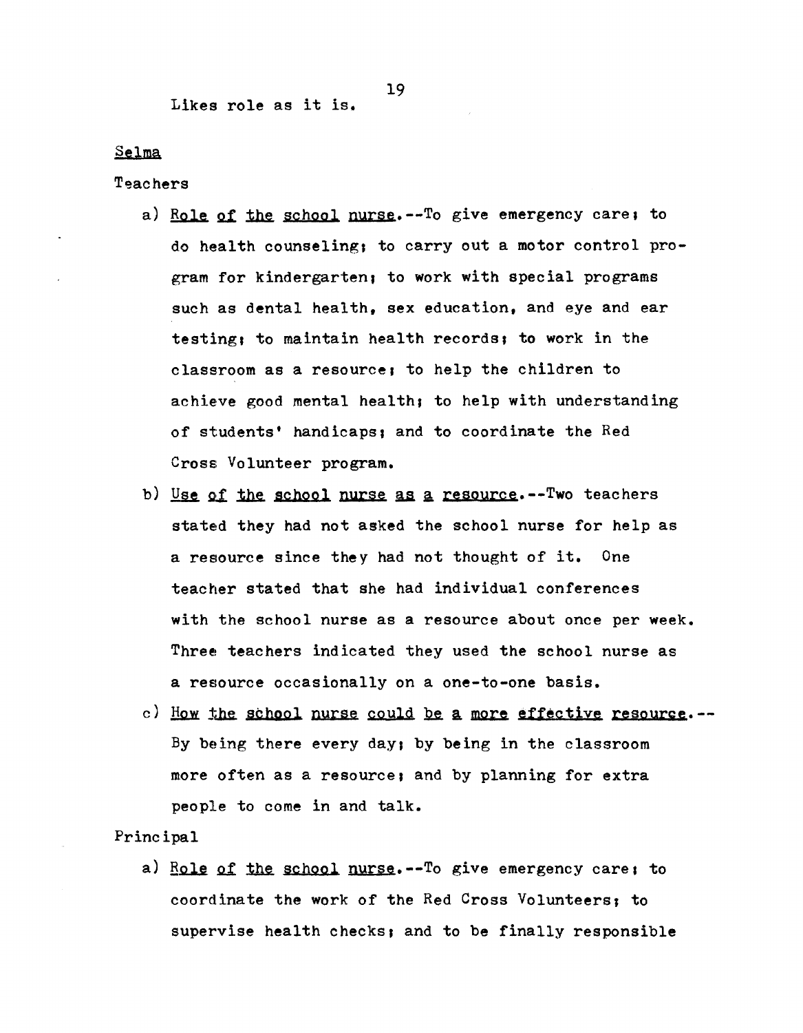Likes role as it is.

<u>Selma</u>

Teachers

a) <u>Role of the school nurse</u>.--To give emergency care; to do health counseling; to carry out a motor control program for kindergarten; to work with special programs such as dental health, sex education, and eye and ear testing; to maintain health records; to work in the classroom as a resource; to help the children to achieve good mental health; to help with understanding of students' handicaps; and to coordinate the Red Cross Volunteer program.

b) <u>Use of the school nurse as a resource</u>.--Two teachers stated they had not asked the school nurse for help as a resource since they had not thought of it. One teacher stated that she had individual conferences with the school nurse as a resource about once per week. Three teachers indicated they used the school nurse as a resource occasionally on a one-to-one basis.

c) <u>How the school nurse could be a more effective resource</u>.--By being there every day; by being in the classroom more often as a resource; and by planning for extra people to come in and talk.

Principal

a) <u>Role of the school nurse</u>.--To give emergency care; to coordinate the work of the Red Cross Volunteers; to supervise health checks; and to be finally responsible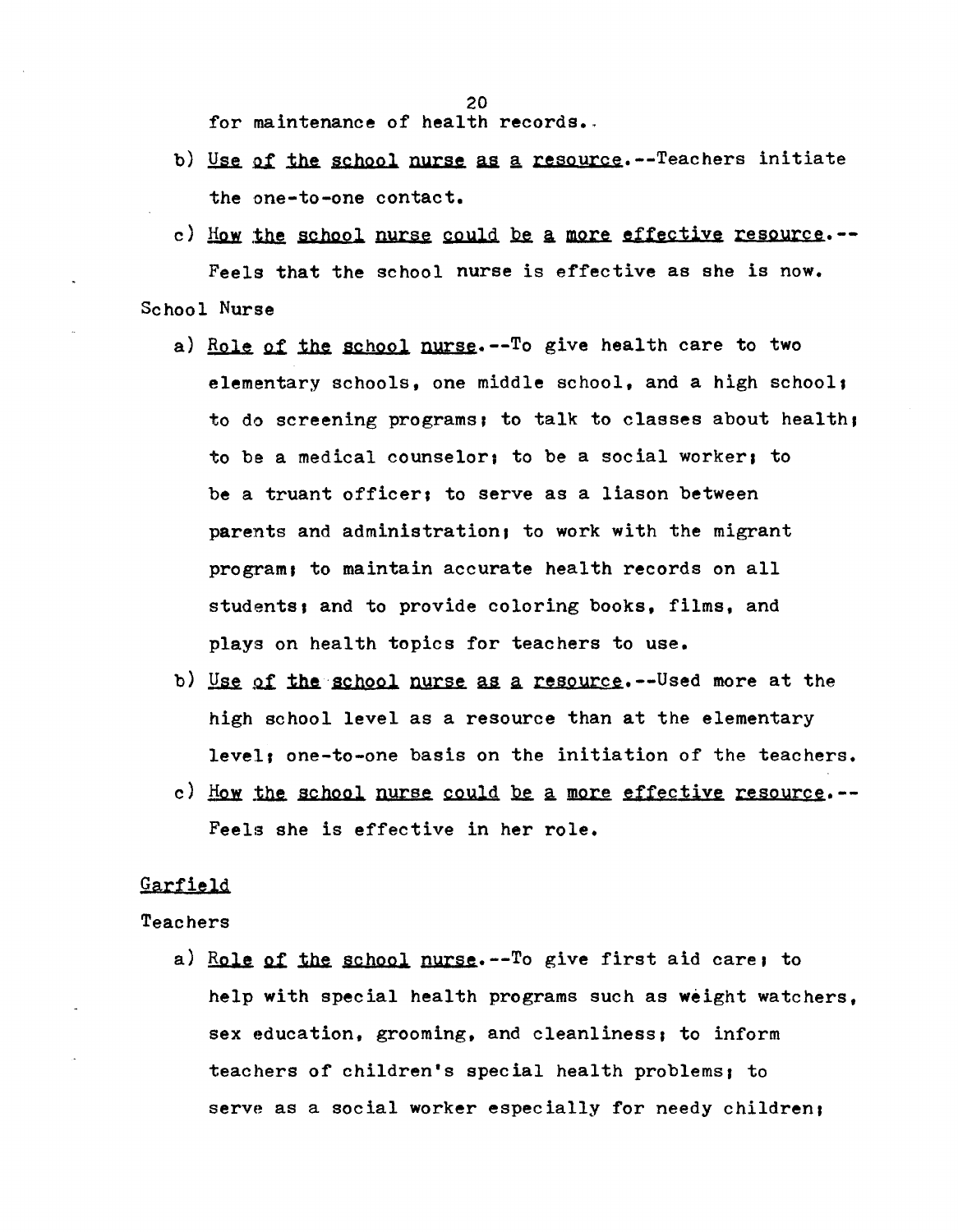for maintenance of health records.

b) Use of the school nurse as a resource.--Teachers initiate the one-to-one contact.

c) How the school nurse could be a more effective resource.--Feels that the school nurse is effective as she is now.

School Nurse

a) Role of the school nurse.--To give health care to two elementary schools, one middle school, and a high school; to do screening programs; to talk to classes about health; to be a medical counselor; to be a social worker; to be a truant officer; to serve as a liason between parents and administration; to work with the migrant program; to maintain accurate health records on all students; and to provide coloring books, films, and plays on health topics for teachers to use.

b) Use of the school nurse as a resource.--Used more at the high school level as a resource than at the elementary level; one-to-one basis on the initiation of the teachers.

c) How the school nurse could be a more effective resource.--Feels she is effective in her role.

Garfield

Teachers

a) Role of the school nurse.--To give first aid care; to help with special health programs such as weight watchers, sex education, grooming, and cleanliness; to inform teachers of children's special health problems; to serve as a social worker especially for needy children;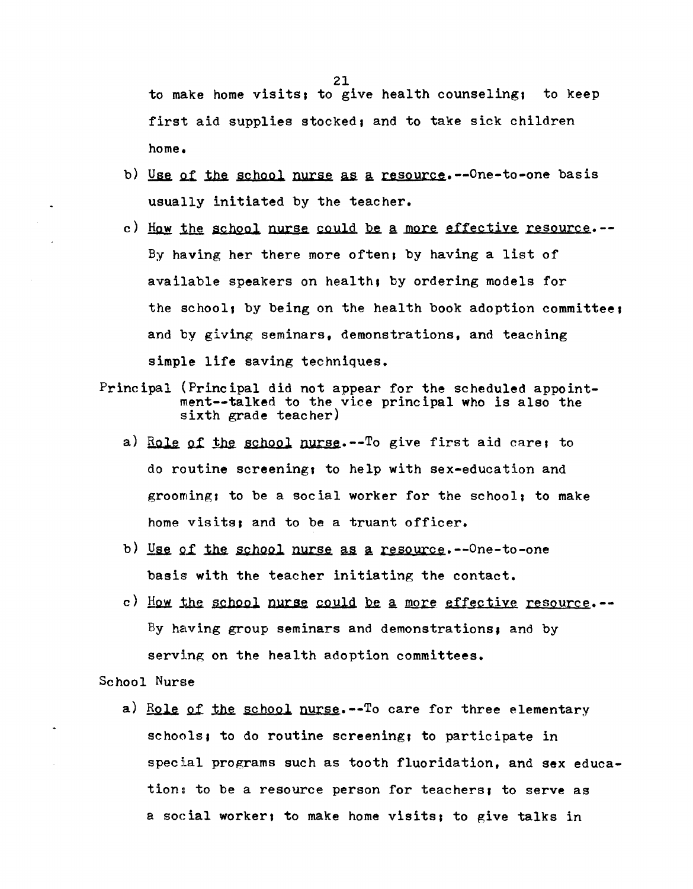to make home visits; to give health counseling; to keep first aid supplies stocked; and to take sick children home.

b) Use of the school nurse as a resource.--One-to-one basis usually initiated by the teacher.

c) How the school nurse could be a more effective resource.--By having her there more often; by having a list of available speakers on health; by ordering models for the school; by being on the health book adoption committee; and by giving seminars, demonstrations, and teaching simple life saving techniques.

Principal (Principal did not appear for the scheduled appointment--talked to the vice principal who is also the sixth grade teacher)

a) Role of the school nurse.--To give first aid care; to do routine screening; to help with sex-education and grooming; to be a social worker for the school; to make home visits; and to be a truant officer.

b) Use of the school nurse as a resource.--One-to-one basis with the teacher initiating the contact.

c) How the school nurse could be a more effective resource.--By having group seminars and demonstrations; and by serving on the health adoption committees.

School Nurse

a) Role of the school nurse.--To care for three elementary schools; to do routine screening; to participate in special programs such as tooth fluoridation, and sex education; to be a resource person for teachers; to serve as a social worker; to make home visits; to give talks in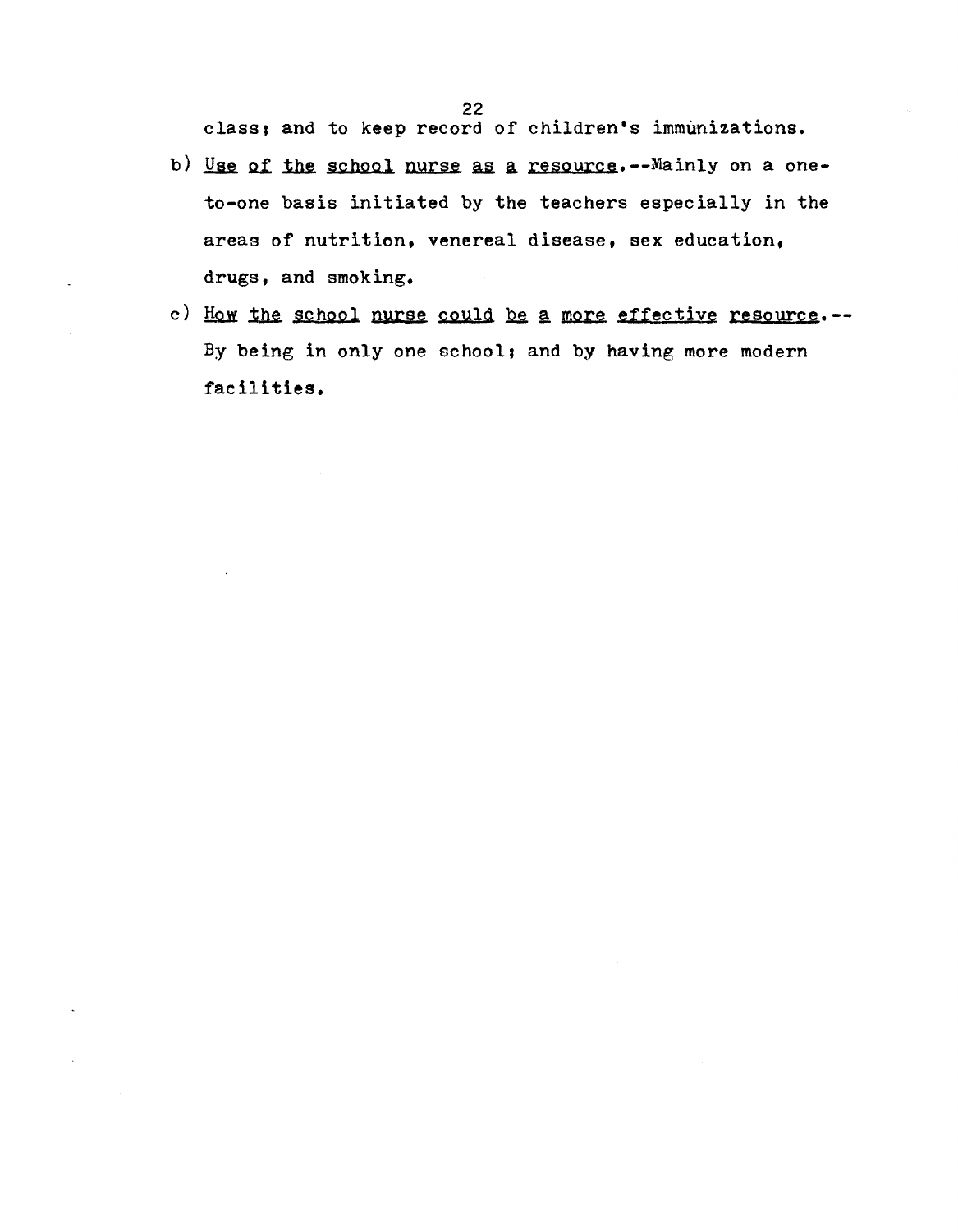class; and to keep record of children's immunizations.

b) Use of the school nurse as a resource.--Mainly on a one-to-one basis initiated by the teachers especially in the areas of nutrition, venereal disease, sex education, drugs, and smoking.

c) How the school nurse could be a more effective resource.--By being in only one school; and by having more modern facilities.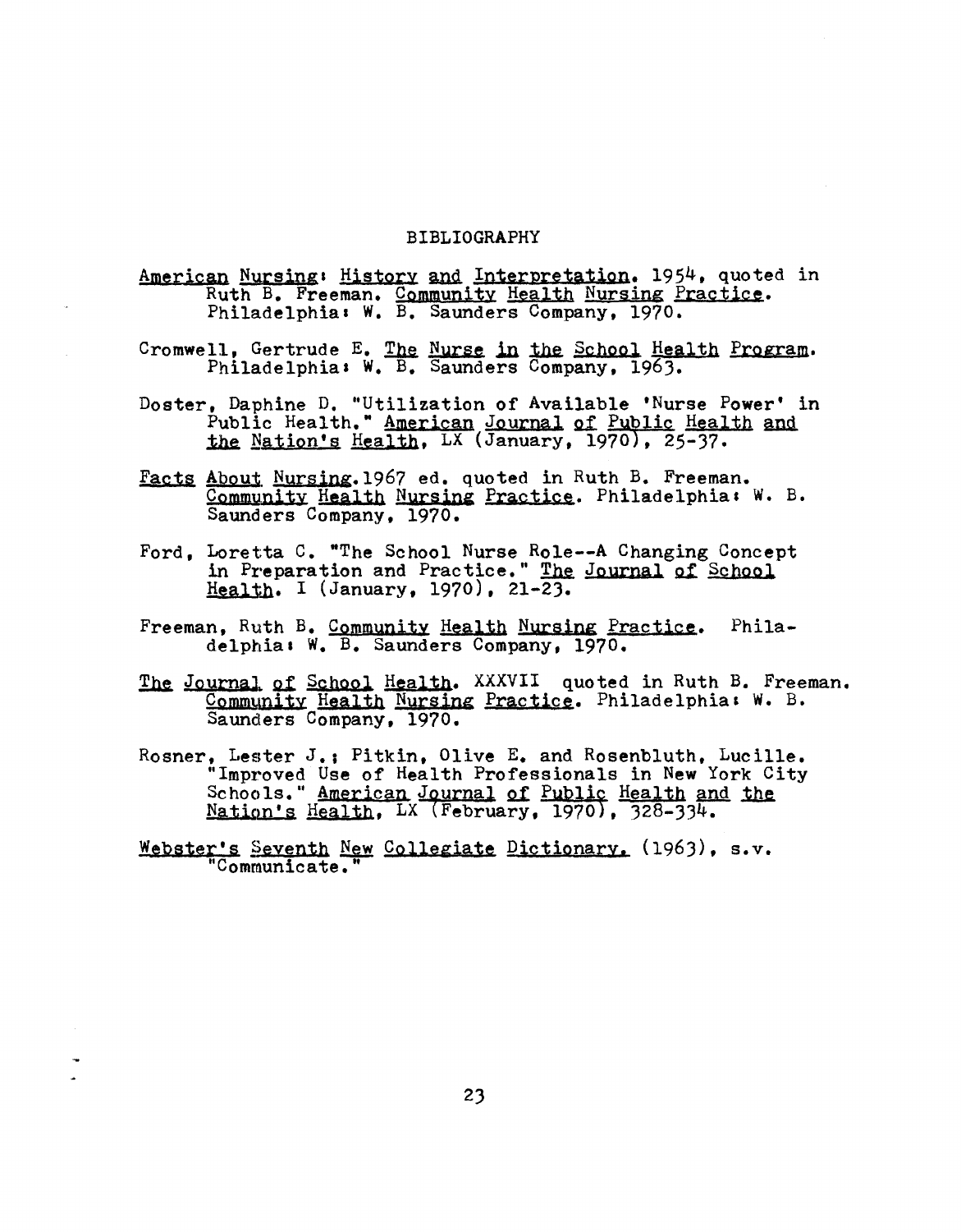# BIBLIOGRAPHY

*American Nursing: History and Interpretation*. 1954, quoted in Ruth B. Freeman. *Community Health Nursing Practice*. Philadelphia: W. B. Saunders Company, 1970.

Cromwell, Gertrude E. *The Nurse in the School Health Program*. Philadelphia: W. B. Saunders Company, 1963.

Doster, Daphine D. "Utilization of Available 'Nurse Power' in Public Health." *American Journal of Public Health and the Nation's Health*, LX (January, 1970), 25-37.

*Facts About Nursing*. 1967 ed. quoted in Ruth B. Freeman. *Community Health Nursing Practice*. Philadelphia: W. B. Saunders Company, 1970.

Ford, Loretta C. "The School Nurse Role--A Changing Concept in Preparation and Practice." *The Journal of School Health*. I (January, 1970), 21-23.

Freeman, Ruth B. *Community Health Nursing Practice*. Philadelphia: W. B. Saunders Company, 1970.

*The Journal of School Health*. XXXVII quoted in Ruth B. Freeman. *Community Health Nursing Practice*. Philadelphia: W. B. Saunders Company, 1970.

Rosner, Lester J.; Pitkin, Olive E. and Rosenbluth, Lucille. "Improved Use of Health Professionals in New York City Schools." *American Journal of Public Health and the Nation's Health*, LX (February, 1970), 328-334.

*Webster's Seventh New Collegiate Dictionary*. (1963), s.v. "Communicate."